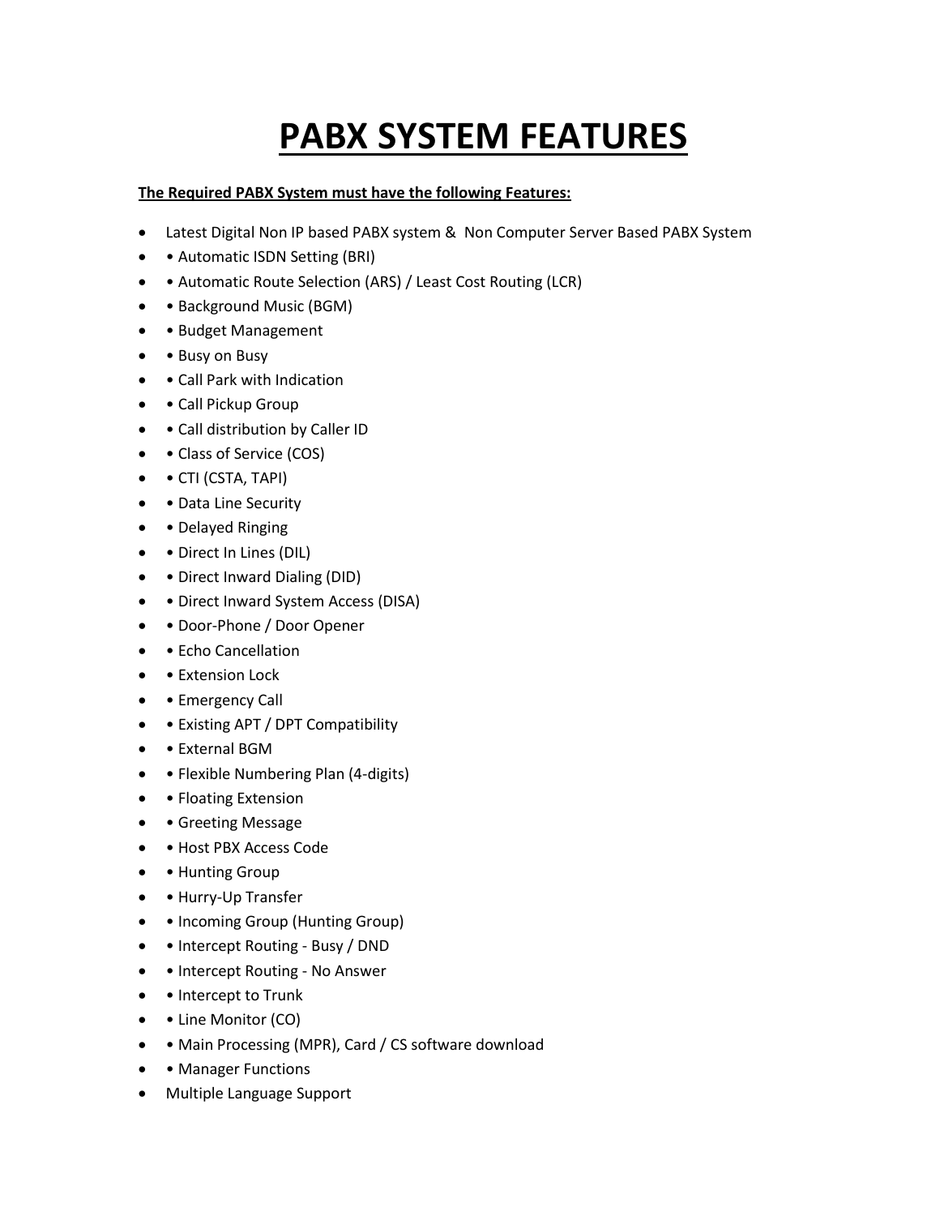# PABX SYSTEM FEATURES

**The Required PABX System must have the following Features:**

- Latest Digital Non IP based PABX system & Non Computer Server Based PABX System
- • Automatic ISDN Setting (BRI)
- • Automatic Route Selection (ARS) / Least Cost Routing (LCR)
- • Background Music (BGM)
- • Budget Management
- • Busy on Busy
- • Call Park with Indication
- • Call Pickup Group
- • Call distribution by Caller ID
- • Class of Service (COS)
- • CTI (CSTA, TAPI)
- • Data Line Security
- • Delayed Ringing
- • Direct In Lines (DIL)
- • Direct Inward Dialing (DID)
- • Direct Inward System Access (DISA)
- • Door-Phone / Door Opener
- • Echo Cancellation
- • Extension Lock
- • Emergency Call
- • Existing APT / DPT Compatibility
- • External BGM
- • Flexible Numbering Plan (4-digits)
- • Floating Extension
- • Greeting Message
- • Host PBX Access Code
- • Hunting Group
- • Hurry-Up Transfer
- • Incoming Group (Hunting Group)
- • Intercept Routing - Busy / DND
- • Intercept Routing - No Answer
- • Intercept to Trunk
- • Line Monitor (CO)
- • Main Processing (MPR), Card / CS software download
- • Manager Functions
- Multiple Language Support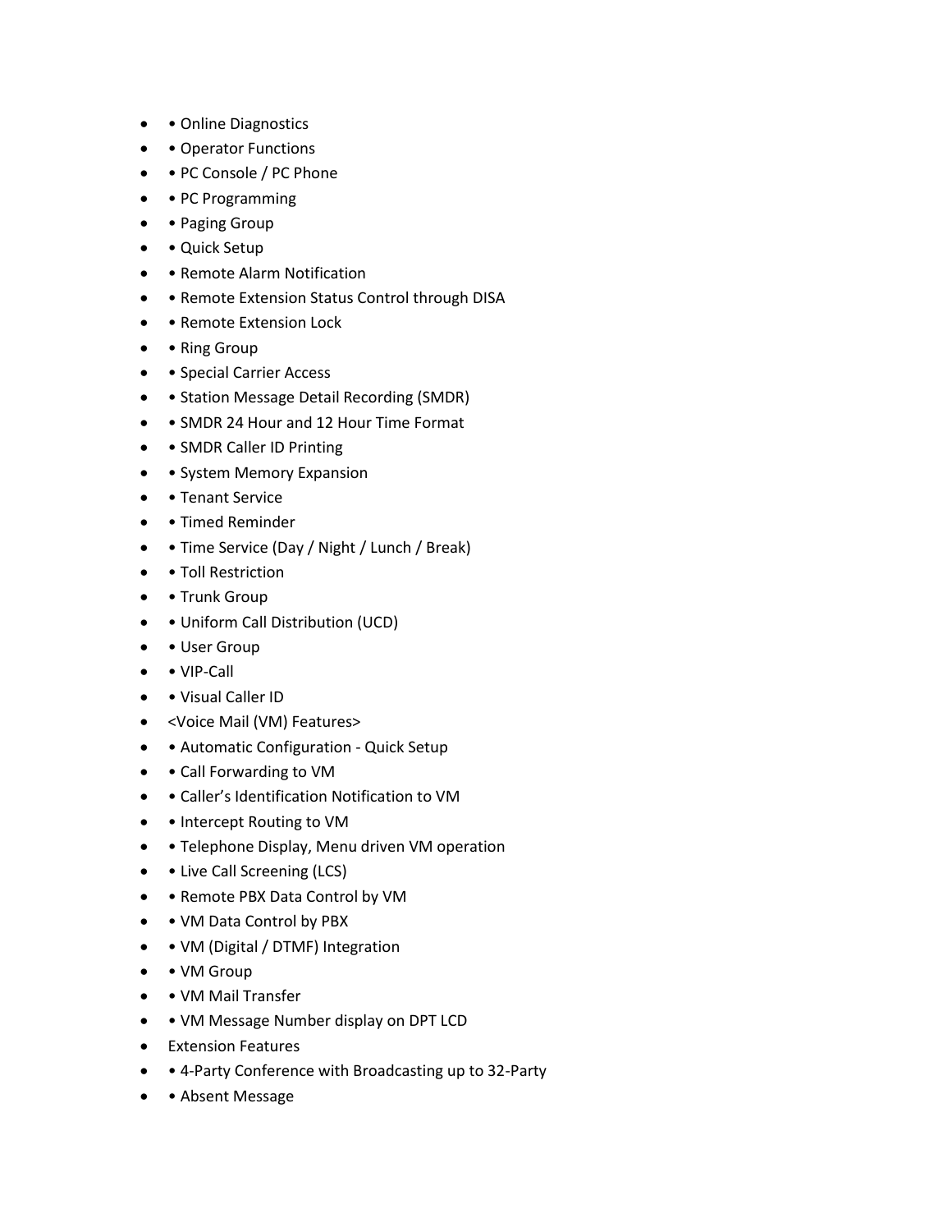- • Online Diagnostics
- • Operator Functions
- • PC Console / PC Phone
- • PC Programming
- • Paging Group
- • Quick Setup
- • Remote Alarm Notification
- • Remote Extension Status Control through DISA
- • Remote Extension Lock
- • Ring Group
- • Special Carrier Access
- • Station Message Detail Recording (SMDR)
- • SMDR 24 Hour and 12 Hour Time Format
- • SMDR Caller ID Printing
- • System Memory Expansion
- • Tenant Service
- • Timed Reminder
- • Time Service (Day / Night / Lunch / Break)
- • Toll Restriction
- • Trunk Group
- • Uniform Call Distribution (UCD)
- • User Group
- • VIP-Call
- • Visual Caller ID
- <Voice Mail (VM) Features>
- • Automatic Configuration - Quick Setup
- • Call Forwarding to VM
- • Caller's Identification Notification to VM
- • Intercept Routing to VM
- • Telephone Display, Menu driven VM operation
- • Live Call Screening (LCS)
- • Remote PBX Data Control by VM
- • VM Data Control by PBX
- • VM (Digital / DTMF) Integration
- • VM Group
- • VM Mail Transfer
- • VM Message Number display on DPT LCD
- Extension Features
- • 4-Party Conference with Broadcasting up to 32-Party
- • Absent Message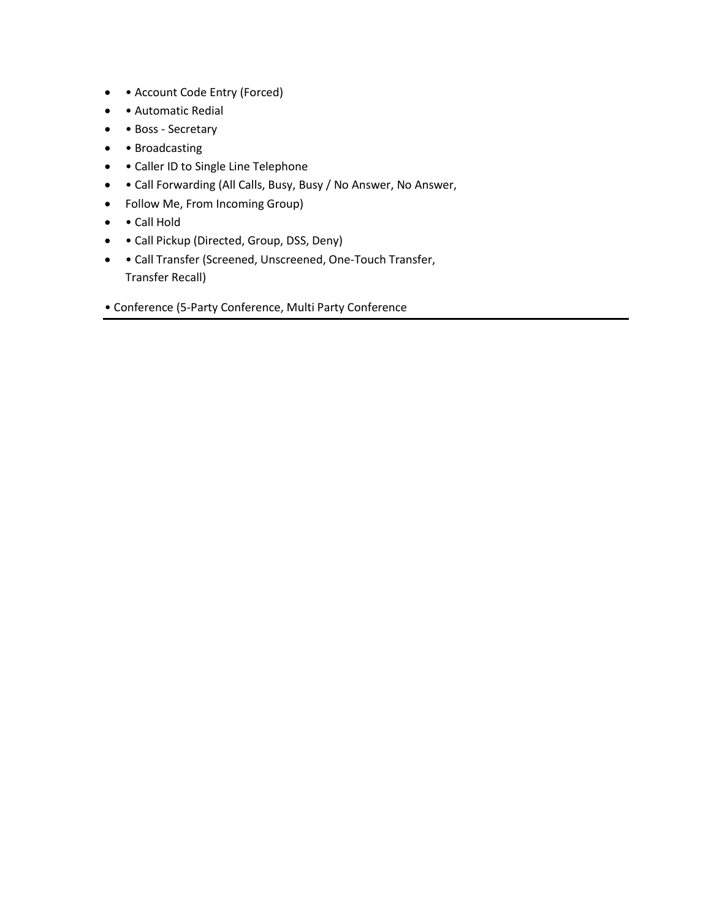- • Account Code Entry (Forced)
- • Automatic Redial
- • Boss - Secretary
- • Broadcasting
- • Caller ID to Single Line Telephone
- • Call Forwarding (All Calls, Busy, Busy / No Answer, No Answer,
- Follow Me, From Incoming Group)
- • Call Hold
- • Call Pickup (Directed, Group, DSS, Deny)
- • Call Transfer (Screened, Unscreened, One-Touch Transfer, Transfer Recall)

• Conference (5-Party Conference, Multi Party Conference